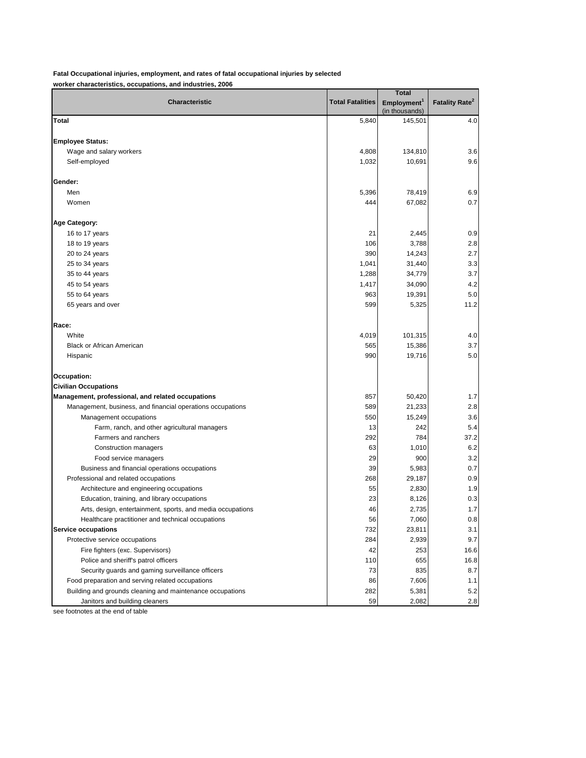**Fatal Occupational injuries, employment, and rates of fatal occupational injuries by selected worker characteristics, occupations, and industries, 2006**

| Characteristic | Total Fatalities | Total Employment[1] (in thousands) | Fatality Rate[2] |
|---|---|---|---|
| **Total** | 5,840 | 145,501 | 4.0 |
| | | | |
| **Employee Status:** | | | |
| Wage and salary workers | 4,808 | 134,810 | 3.6 |
| Self-employed | 1,032 | 10,691 | 9.6 |
| | | | |
| **Gender:** | | | |
| Men | 5,396 | 78,419 | 6.9 |
| Women | 444 | 67,082 | 0.7 |
| | | | |
| **Age Category:** | | | |
| 16 to 17 years | 21 | 2,445 | 0.9 |
| 18 to 19 years | 106 | 3,788 | 2.8 |
| 20 to 24 years | 390 | 14,243 | 2.7 |
| 25 to 34 years | 1,041 | 31,440 | 3.3 |
| 35 to 44 years | 1,288 | 34,779 | 3.7 |
| 45 to 54 years | 1,417 | 34,090 | 4.2 |
| 55 to 64 years | 963 | 19,391 | 5.0 |
| 65 years and over | 599 | 5,325 | 11.2 |
| | | | |
| **Race:** | | | |
| White | 4,019 | 101,315 | 4.0 |
| Black or African American | 565 | 15,386 | 3.7 |
| Hispanic | 990 | 19,716 | 5.0 |
| | | | |
| **Occupation:** | | | |
| **Civilian Occupations** | | | |
| **Management, professional, and related occupations** | 857 | 50,420 | 1.7 |
| Management, business, and financial operations occupations | 589 | 21,233 | 2.8 |
| Management occupations | 550 | 15,249 | 3.6 |
| Farm, ranch, and other agricultural managers | 13 | 242 | 5.4 |
| Farmers and ranchers | 292 | 784 | 37.2 |
| Construction managers | 63 | 1,010 | 6.2 |
| Food service managers | 29 | 900 | 3.2 |
| Business and financial operations occupations | 39 | 5,983 | 0.7 |
| Professional and related occupations | 268 | 29,187 | 0.9 |
| Architecture and engineering occupations | 55 | 2,830 | 1.9 |
| Education, training, and library occupations | 23 | 8,126 | 0.3 |
| Arts, design, entertainment, sports, and media occupations | 46 | 2,735 | 1.7 |
| Healthcare practitioner and technical occupations | 56 | 7,060 | 0.8 |
| **Service occupations** | 732 | 23,811 | 3.1 |
| Protective service occupations | 284 | 2,939 | 9.7 |
| Fire fighters (exc. Supervisors) | 42 | 253 | 16.6 |
| Police and sheriff's patrol officers | 110 | 655 | 16.8 |
| Security guards and gaming surveillance officers | 73 | 835 | 8.7 |
| Food preparation and serving related occupations | 86 | 7,606 | 1.1 |
| Building and grounds cleaning and maintenance occupations | 282 | 5,381 | 5.2 |
| Janitors and building cleaners | 59 | 2,082 | 2.8 |

see footnotes at the end of table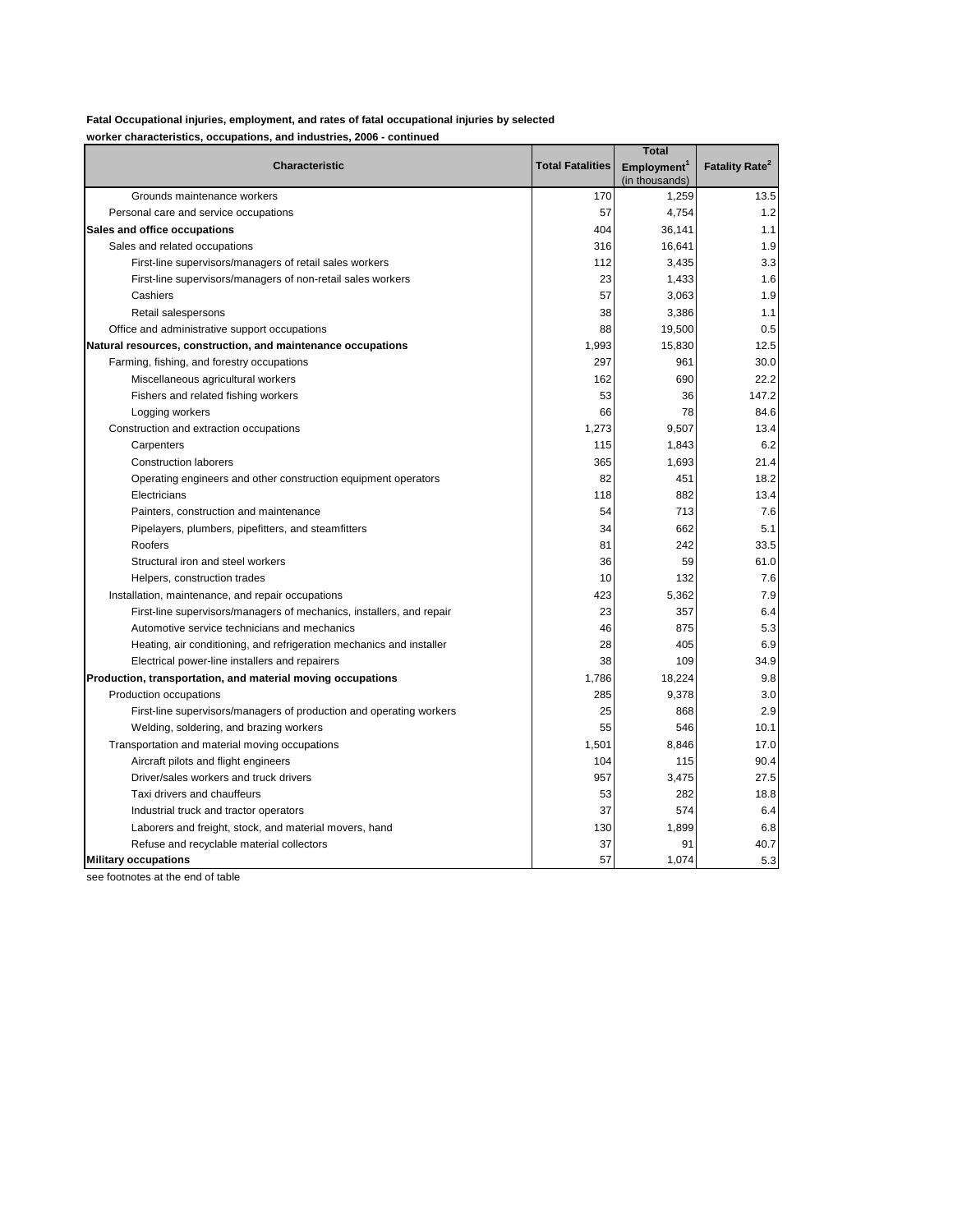**Fatal Occupational injuries, employment, and rates of fatal occupational injuries by selected worker characteristics, occupations, and industries, 2006 - continued**

| Characteristic | Total Fatalities | Total Employment[1] (in thousands) | Fatality Rate[2] |
|---|---|---|---|
| Grounds maintenance workers | 170 | 1,259 | 13.5 |
| Personal care and service occupations | 57 | 4,754 | 1.2 |
| **Sales and office occupations** | 404 | 36,141 | 1.1 |
| Sales and related occupations | 316 | 16,641 | 1.9 |
| First-line supervisors/managers of retail sales workers | 112 | 3,435 | 3.3 |
| First-line supervisors/managers of non-retail sales workers | 23 | 1,433 | 1.6 |
| Cashiers | 57 | 3,063 | 1.9 |
| Retail salespersons | 38 | 3,386 | 1.1 |
| Office and administrative support occupations | 88 | 19,500 | 0.5 |
| **Natural resources, construction, and maintenance occupations** | 1,993 | 15,830 | 12.5 |
| Farming, fishing, and forestry occupations | 297 | 961 | 30.0 |
| Miscellaneous agricultural workers | 162 | 690 | 22.2 |
| Fishers and related fishing workers | 53 | 36 | 147.2 |
| Logging workers | 66 | 78 | 84.6 |
| Construction and extraction occupations | 1,273 | 9,507 | 13.4 |
| Carpenters | 115 | 1,843 | 6.2 |
| Construction laborers | 365 | 1,693 | 21.4 |
| Operating engineers and other construction equipment operators | 82 | 451 | 18.2 |
| Electricians | 118 | 882 | 13.4 |
| Painters, construction and maintenance | 54 | 713 | 7.6 |
| Pipelayers, plumbers, pipefitters, and steamfitters | 34 | 662 | 5.1 |
| Roofers | 81 | 242 | 33.5 |
| Structural iron and steel workers | 36 | 59 | 61.0 |
| Helpers, construction trades | 10 | 132 | 7.6 |
| Installation, maintenance, and repair occupations | 423 | 5,362 | 7.9 |
| First-line supervisors/managers of mechanics, installers, and repair | 23 | 357 | 6.4 |
| Automotive service technicians and mechanics | 46 | 875 | 5.3 |
| Heating, air conditioning, and refrigeration mechanics and installer | 28 | 405 | 6.9 |
| Electrical power-line installers and repairers | 38 | 109 | 34.9 |
| **Production, transportation, and material moving occupations** | 1,786 | 18,224 | 9.8 |
| Production occupations | 285 | 9,378 | 3.0 |
| First-line supervisors/managers of production and operating workers | 25 | 868 | 2.9 |
| Welding, soldering, and brazing workers | 55 | 546 | 10.1 |
| Transportation and material moving occupations | 1,501 | 8,846 | 17.0 |
| Aircraft pilots and flight engineers | 104 | 115 | 90.4 |
| Driver/sales workers and truck drivers | 957 | 3,475 | 27.5 |
| Taxi drivers and chauffeurs | 53 | 282 | 18.8 |
| Industrial truck and tractor operators | 37 | 574 | 6.4 |
| Laborers and freight, stock, and material movers, hand | 130 | 1,899 | 6.8 |
| Refuse and recyclable material collectors | 37 | 91 | 40.7 |
| **Military occupations** | 57 | 1,074 | 5.3 |

see footnotes at the end of table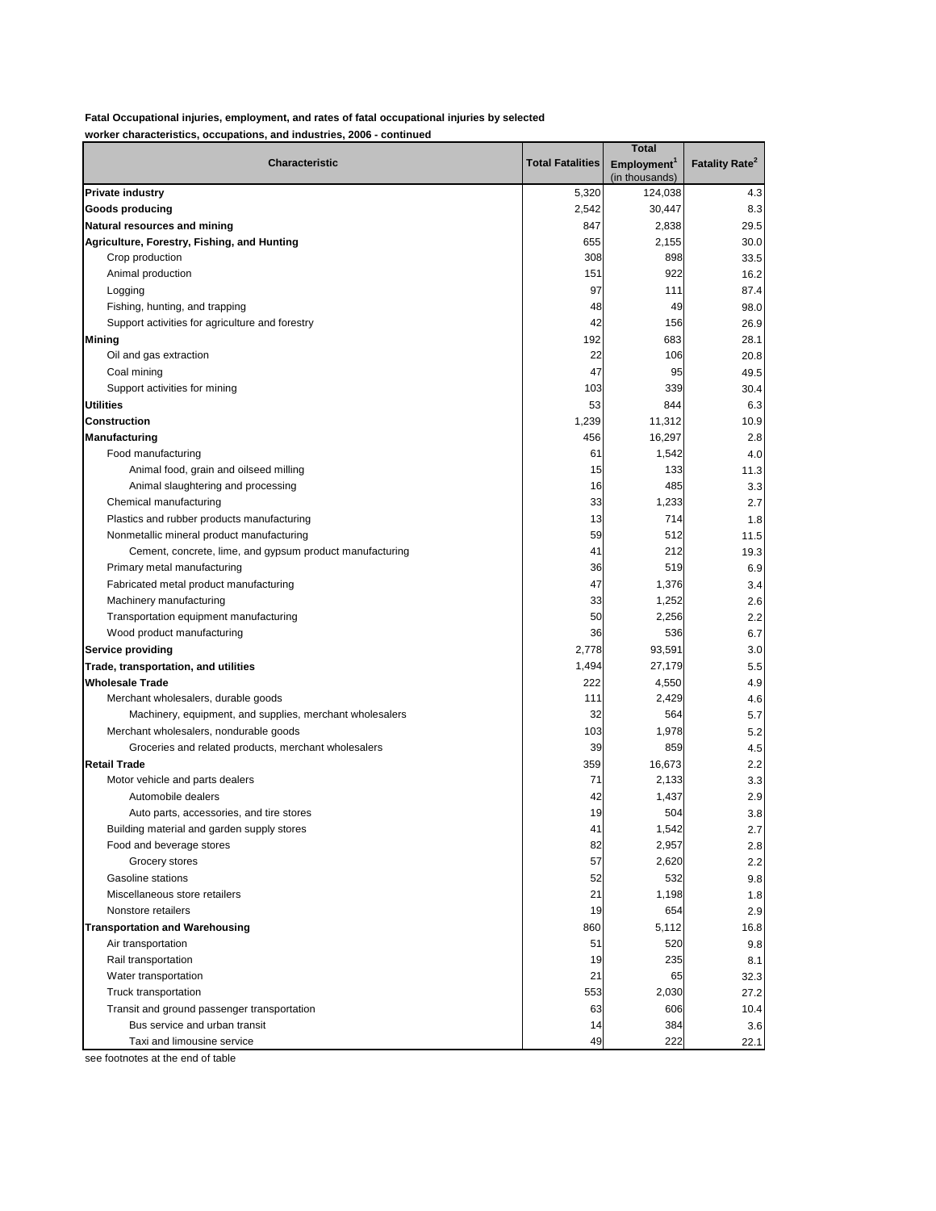**Fatal Occupational injuries, employment, and rates of fatal occupational injuries by selected worker characteristics, occupations, and industries, 2006 - continued**

| Characteristic | Total Fatalities | Total Employment[1] (in thousands) | Fatality Rate[2] |
|---|---|---|---|
| **Private industry** | 5,320 | 124,038 | 4.3 |
| **Goods producing** | 2,542 | 30,447 | 8.3 |
| **Natural resources and mining** | 847 | 2,838 | 29.5 |
| **Agriculture, Forestry, Fishing, and Hunting** | 655 | 2,155 | 30.0 |
| Crop production | 308 | 898 | 33.5 |
| Animal production | 151 | 922 | 16.2 |
| Logging | 97 | 111 | 87.4 |
| Fishing, hunting, and trapping | 48 | 49 | 98.0 |
| Support activities for agriculture and forestry | 42 | 156 | 26.9 |
| **Mining** | 192 | 683 | 28.1 |
| Oil and gas extraction | 22 | 106 | 20.8 |
| Coal mining | 47 | 95 | 49.5 |
| Support activities for mining | 103 | 339 | 30.4 |
| **Utilities** | 53 | 844 | 6.3 |
| **Construction** | 1,239 | 11,312 | 10.9 |
| **Manufacturing** | 456 | 16,297 | 2.8 |
| Food manufacturing | 61 | 1,542 | 4.0 |
| Animal food, grain and oilseed milling | 15 | 133 | 11.3 |
| Animal slaughtering and processing | 16 | 485 | 3.3 |
| Chemical manufacturing | 33 | 1,233 | 2.7 |
| Plastics and rubber products manufacturing | 13 | 714 | 1.8 |
| Nonmetallic mineral product manufacturing | 59 | 512 | 11.5 |
| Cement, concrete, lime, and gypsum product manufacturing | 41 | 212 | 19.3 |
| Primary metal manufacturing | 36 | 519 | 6.9 |
| Fabricated metal product manufacturing | 47 | 1,376 | 3.4 |
| Machinery manufacturing | 33 | 1,252 | 2.6 |
| Transportation equipment manufacturing | 50 | 2,256 | 2.2 |
| Wood product manufacturing | 36 | 536 | 6.7 |
| **Service providing** | 2,778 | 93,591 | 3.0 |
| **Trade, transportation, and utilities** | 1,494 | 27,179 | 5.5 |
| **Wholesale Trade** | 222 | 4,550 | 4.9 |
| Merchant wholesalers, durable goods | 111 | 2,429 | 4.6 |
| Machinery, equipment, and supplies, merchant wholesalers | 32 | 564 | 5.7 |
| Merchant wholesalers, nondurable goods | 103 | 1,978 | 5.2 |
| Groceries and related products, merchant wholesalers | 39 | 859 | 4.5 |
| **Retail Trade** | 359 | 16,673 | 2.2 |
| Motor vehicle and parts dealers | 71 | 2,133 | 3.3 |
| Automobile dealers | 42 | 1,437 | 2.9 |
| Auto parts, accessories, and tire stores | 19 | 504 | 3.8 |
| Building material and garden supply stores | 41 | 1,542 | 2.7 |
| Food and beverage stores | 82 | 2,957 | 2.8 |
| Grocery stores | 57 | 2,620 | 2.2 |
| Gasoline stations | 52 | 532 | 9.8 |
| Miscellaneous store retailers | 21 | 1,198 | 1.8 |
| Nonstore retailers | 19 | 654 | 2.9 |
| **Transportation and Warehousing** | 860 | 5,112 | 16.8 |
| Air transportation | 51 | 520 | 9.8 |
| Rail transportation | 19 | 235 | 8.1 |
| Water transportation | 21 | 65 | 32.3 |
| Truck transportation | 553 | 2,030 | 27.2 |
| Transit and ground passenger transportation | 63 | 606 | 10.4 |
| Bus service and urban transit | 14 | 384 | 3.6 |
| Taxi and limousine service | 49 | 222 | 22.1 |

see footnotes at the end of table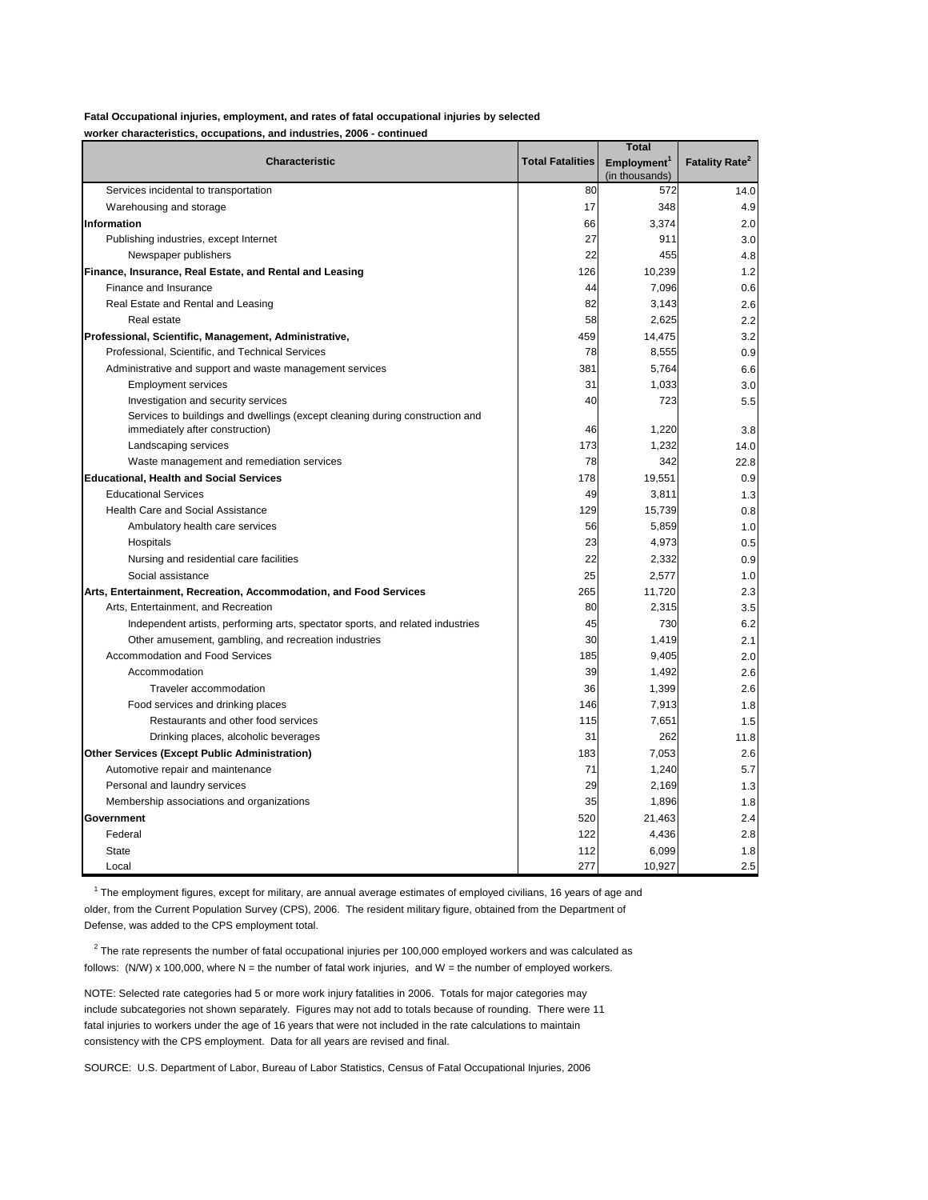**Fatal Occupational injuries, employment, and rates of fatal occupational injuries by selected worker characteristics, occupations, and industries, 2006 - continued**

| Characteristic | Total Fatalities | Total Employment[1] (in thousands) | Fatality Rate[2] |
|---|---|---|---|
| Services incidental to transportation | 80 | 572 | 14.0 |
| Warehousing and storage | 17 | 348 | 4.9 |
| **Information** | 66 | 3,374 | 2.0 |
| Publishing industries, except Internet | 27 | 911 | 3.0 |
| Newspaper publishers | 22 | 455 | 4.8 |
| **Finance, Insurance, Real Estate, and Rental and Leasing** | 126 | 10,239 | 1.2 |
| Finance and Insurance | 44 | 7,096 | 0.6 |
| Real Estate and Rental and Leasing | 82 | 3,143 | 2.6 |
| Real estate | 58 | 2,625 | 2.2 |
| **Professional, Scientific, Management, Administrative,** | 459 | 14,475 | 3.2 |
| Professional, Scientific, and Technical Services | 78 | 8,555 | 0.9 |
| Administrative and support and waste management services | 381 | 5,764 | 6.6 |
| Employment services | 31 | 1,033 | 3.0 |
| Investigation and security services | 40 | 723 | 5.5 |
| Services to buildings and dwellings (except cleaning during construction and immediately after construction) | 46 | 1,220 | 3.8 |
| Landscaping services | 173 | 1,232 | 14.0 |
| Waste management and remediation services | 78 | 342 | 22.8 |
| **Educational, Health and Social Services** | 178 | 19,551 | 0.9 |
| Educational Services | 49 | 3,811 | 1.3 |
| Health Care and Social Assistance | 129 | 15,739 | 0.8 |
| Ambulatory health care services | 56 | 5,859 | 1.0 |
| Hospitals | 23 | 4,973 | 0.5 |
| Nursing and residential care facilities | 22 | 2,332 | 0.9 |
| Social assistance | 25 | 2,577 | 1.0 |
| **Arts, Entertainment, Recreation, Accommodation, and Food Services** | 265 | 11,720 | 2.3 |
| Arts, Entertainment, and Recreation | 80 | 2,315 | 3.5 |
| Independent artists, performing arts, spectator sports, and related industries | 45 | 730 | 6.2 |
| Other amusement, gambling, and recreation industries | 30 | 1,419 | 2.1 |
| Accommodation and Food Services | 185 | 9,405 | 2.0 |
| Accommodation | 39 | 1,492 | 2.6 |
| Traveler accommodation | 36 | 1,399 | 2.6 |
| Food services and drinking places | 146 | 7,913 | 1.8 |
| Restaurants and other food services | 115 | 7,651 | 1.5 |
| Drinking places, alcoholic beverages | 31 | 262 | 11.8 |
| **Other Services (Except Public Administration)** | 183 | 7,053 | 2.6 |
| Automotive repair and maintenance | 71 | 1,240 | 5.7 |
| Personal and laundry services | 29 | 2,169 | 1.3 |
| Membership associations and organizations | 35 | 1,896 | 1.8 |
| **Government** | 520 | 21,463 | 2.4 |
| Federal | 122 | 4,436 | 2.8 |
| State | 112 | 6,099 | 1.8 |
| Local | 277 | 10,927 | 2.5 |

[1] The employment figures, except for military, are annual average estimates of employed civilians, 16 years of age and older, from the Current Population Survey (CPS), 2006. The resident military figure, obtained from the Department of Defense, was added to the CPS employment total.

[2] The rate represents the number of fatal occupational injuries per 100,000 employed workers and was calculated as follows: (N/W) x 100,000, where N = the number of fatal work injuries, and W = the number of employed workers.

NOTE: Selected rate categories had 5 or more work injury fatalities in 2006. Totals for major categories may include subcategories not shown separately. Figures may not add to totals because of rounding. There were 11 fatal injuries to workers under the age of 16 years that were not included in the rate calculations to maintain consistency with the CPS employment. Data for all years are revised and final.

SOURCE: U.S. Department of Labor, Bureau of Labor Statistics, Census of Fatal Occupational Injuries, 2006